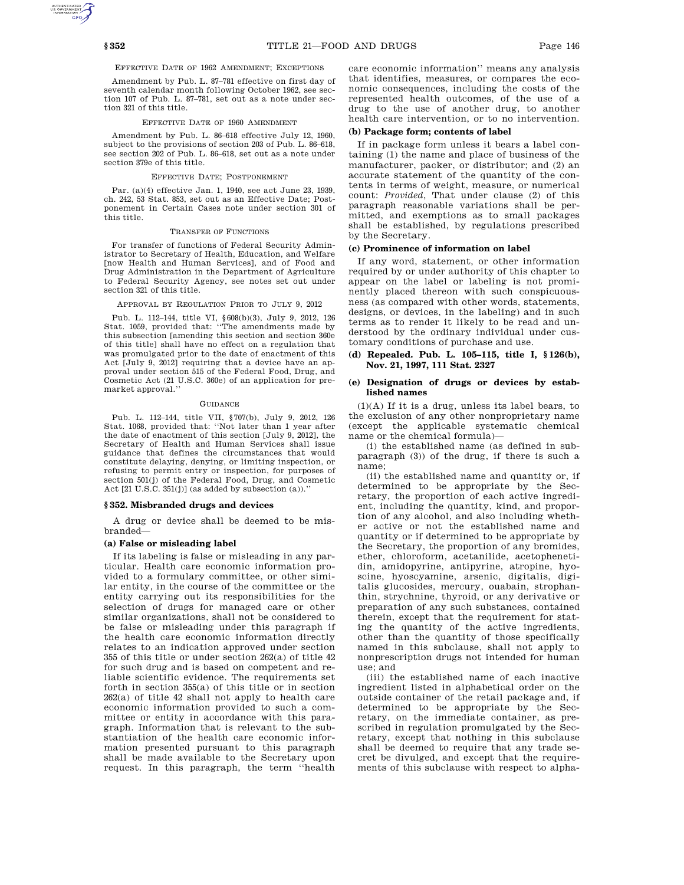EFFECTIVE DATE OF 1962 AMENDMENT; EXCEPTIONS

Amendment by Pub. L. 87–781 effective on first day of seventh calendar month following October 1962, see section 107 of Pub. L. 87–781, set out as a note under section 321 of this title.

EFFECTIVE DATE OF 1960 AMENDMENT

Amendment by Pub. L. 86–618 effective July 12, 1960, subject to the provisions of section 203 of Pub. L. 86–618, see section 202 of Pub. L. 86–618, set out as a note under section 379e of this title.

EFFECTIVE DATE; POSTPONEMENT

Par. (a)(4) effective Jan. 1, 1940, see act June 23, 1939, ch. 242, 53 Stat. 853, set out as an Effective Date; Postponement in Certain Cases note under section 301 of this title.

TRANSFER OF FUNCTIONS

For transfer of functions of Federal Security Administrator to Secretary of Health, Education, and Welfare [now Health and Human Services], and of Food and Drug Administration in the Department of Agriculture to Federal Security Agency, see notes set out under section 321 of this title.

APPROVAL BY REGULATION PRIOR TO JULY 9, 2012

Pub. L. 112–144, title VI, §608(b)(3), July 9, 2012, 126 Stat. 1059, provided that: "The amendments made by this subsection [amending this section and section 360e of this title] shall have no effect on a regulation that was promulgated prior to the date of enactment of this Act [July 9, 2012] requiring that a device have an approval under section 515 of the Federal Food, Drug, and Cosmetic Act (21 U.S.C. 360e) of an application for premarket approval."

GUIDANCE

Pub. L. 112–144, title VII, §707(b), July 9, 2012, 126 Stat. 1068, provided that: "Not later than 1 year after the date of enactment of this section [July 9, 2012], the Secretary of Health and Human Services shall issue guidance that defines the circumstances that would constitute delaying, denying, or limiting inspection, or refusing to permit entry or inspection, for purposes of section 501(j) of the Federal Food, Drug, and Cosmetic Act [21 U.S.C. 351(j)] (as added by subsection (a))."

## § 352. Misbranded drugs and devices

A drug or device shall be deemed to be misbranded—

### (a) False or misleading label

If its labeling is false or misleading in any particular. Health care economic information provided to a formulary committee, or other similar entity, in the course of the committee or the entity carrying out its responsibilities for the selection of drugs for managed care or other similar organizations, shall not be considered to be false or misleading under this paragraph if the health care economic information directly relates to an indication approved under section 355 of this title or under section 262(a) of title 42 for such drug and is based on competent and reliable scientific evidence. The requirements set forth in section 355(a) of this title or in section 262(a) of title 42 shall not apply to health care economic information provided to such a committee or entity in accordance with this paragraph. Information that is relevant to the substantiation of the health care economic information presented pursuant to this paragraph shall be made available to the Secretary upon request. In this paragraph, the term "health care economic information" means any analysis that identifies, measures, or compares the economic consequences, including the costs of the represented health outcomes, of the use of a drug to the use of another drug, to another health care intervention, or to no intervention.

### (b) Package form; contents of label

If in package form unless it bears a label containing (1) the name and place of business of the manufacturer, packer, or distributor; and (2) an accurate statement of the quantity of the contents in terms of weight, measure, or numerical count: *Provided*, That under clause (2) of this paragraph reasonable variations shall be permitted, and exemptions as to small packages shall be established, by regulations prescribed by the Secretary.

### (c) Prominence of information on label

If any word, statement, or other information required by or under authority of this chapter to appear on the label or labeling is not prominently placed thereon with such conspicuousness (as compared with other words, statements, designs, or devices, in the labeling) and in such terms as to render it likely to be read and understood by the ordinary individual under customary conditions of purchase and use.

### (d) Repealed. Pub. L. 105–115, title I, §126(b), Nov. 21, 1997, 111 Stat. 2327

### (e) Designation of drugs or devices by established names

(1)(A) If it is a drug, unless its label bears, to the exclusion of any other nonproprietary name (except the applicable systematic chemical name or the chemical formula)—

(i) the established name (as defined in subparagraph (3)) of the drug, if there is such a name;

(ii) the established name and quantity or, if determined to be appropriate by the Secretary, the proportion of each active ingredient, including the quantity, kind, and proportion of any alcohol, and also including whether active or not the established name and quantity or if determined to be appropriate by the Secretary, the proportion of any bromides, ether, chloroform, acetanilide, acetophenetidin, amidopyrine, antipyrine, atropine, hyoscine, hyoscyamine, arsenic, digitalis, digitalis glucosides, mercury, ouabain, strophanthin, strychnine, thyroid, or any derivative or preparation of any such substances, contained therein, except that the requirement for stating the quantity of the active ingredients, other than the quantity of those specifically named in this subclause, shall not apply to nonprescription drugs not intended for human use; and

(iii) the established name of each inactive ingredient listed in alphabetical order on the outside container of the retail package and, if determined to be appropriate by the Secretary, on the immediate container, as prescribed in regulation promulgated by the Secretary, except that nothing in this subclause shall be deemed to require that any trade secret be divulged, and except that the requirements of this subclause with respect to alpha-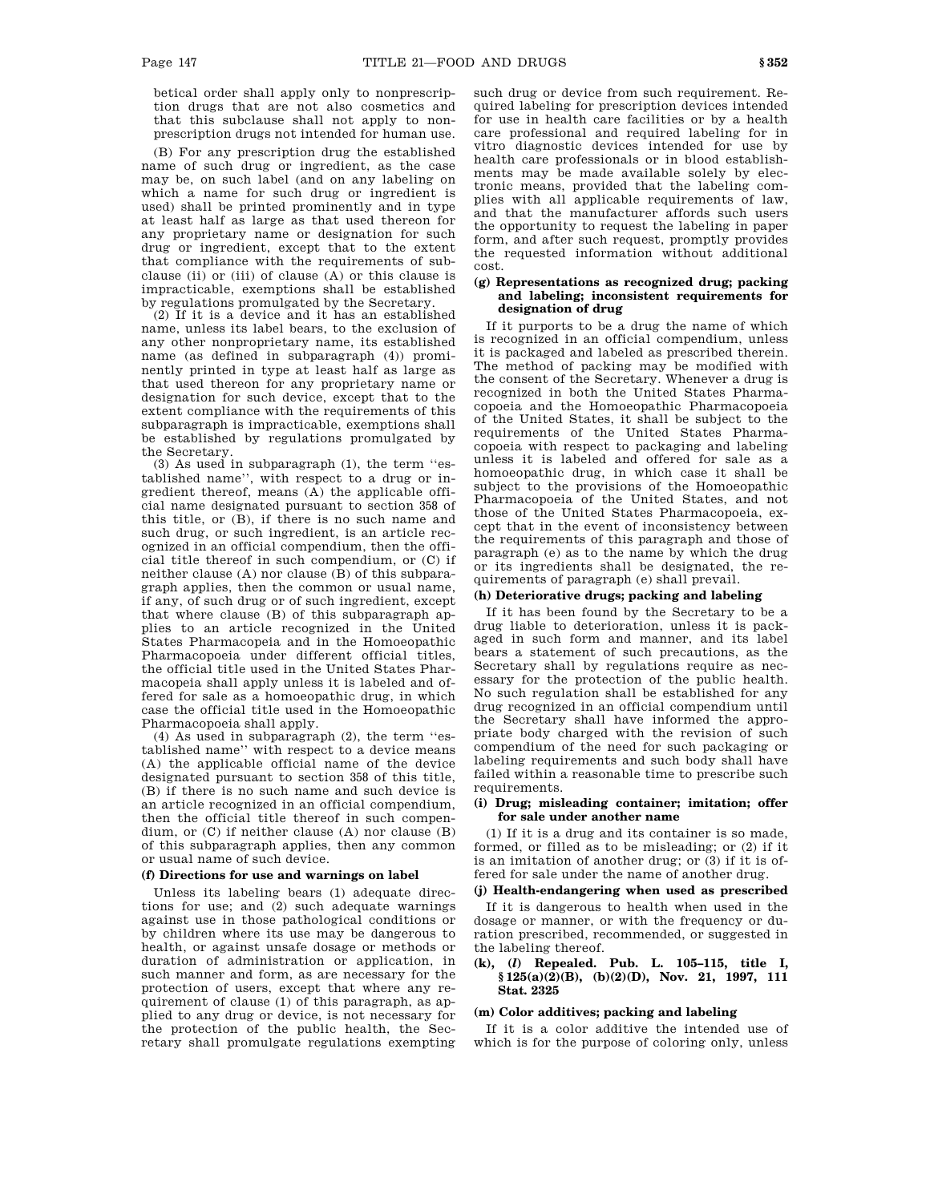betical order shall apply only to nonprescription drugs that are not also cosmetics and that this subclause shall not apply to nonprescription drugs not intended for human use.

(B) For any prescription drug the established name of such drug or ingredient, as the case may be, on such label (and on any labeling on which a name for such drug or ingredient is used) shall be printed prominently and in type at least half as large as that used thereon for any proprietary name or designation for such drug or ingredient, except that to the extent that compliance with the requirements of subclause (ii) or (iii) of clause (A) or this clause is impracticable, exemptions shall be established by regulations promulgated by the Secretary.

(2) If it is a device and it has an established name, unless its label bears, to the exclusion of any other nonproprietary name, its established name (as defined in subparagraph (4)) prominently printed in type at least half as large as that used thereon for any proprietary name or designation for such device, except that to the extent compliance with the requirements of this subparagraph is impracticable, exemptions shall be established by regulations promulgated by the Secretary.

(3) As used in subparagraph (1), the term ''established name'', with respect to a drug or ingredient thereof, means (A) the applicable official name designated pursuant to section 358 of this title, or (B), if there is no such name and such drug, or such ingredient, is an article recognized in an official compendium, then the official title thereof in such compendium, or (C) if neither clause (A) nor clause (B) of this subparagraph applies, then the common or usual name, if any, of such drug or of such ingredient, except that where clause (B) of this subparagraph applies to an article recognized in the United States Pharmacopeia and in the Homoeopathic Pharmacopoeia under different official titles, the official title used in the United States Pharmacopeia shall apply unless it is labeled and offered for sale as a homoeopathic drug, in which case the official title used in the Homoeopathic Pharmacopoeia shall apply.

(4) As used in subparagraph (2), the term ''established name'' with respect to a device means (A) the applicable official name of the device designated pursuant to section 358 of this title, (B) if there is no such name and such device is an article recognized in an official compendium, then the official title thereof in such compendium, or (C) if neither clause (A) nor clause (B) of this subparagraph applies, then any common or usual name of such device.

**(f) Directions for use and warnings on label**

Unless its labeling bears (1) adequate directions for use; and (2) such adequate warnings against use in those pathological conditions or by children where its use may be dangerous to health, or against unsafe dosage or methods or duration of administration or application, in such manner and form, as are necessary for the protection of users, except that where any requirement of clause (1) of this paragraph, as applied to any drug or device, is not necessary for the protection of the public health, the Secretary shall promulgate regulations exempting such drug or device from such requirement. Required labeling for prescription devices intended for use in health care facilities or by a health care professional and required labeling for in vitro diagnostic devices intended for use by health care professionals or in blood establishments may be made available solely by electronic means, provided that the labeling complies with all applicable requirements of law, and that the manufacturer affords such users the opportunity to request the labeling in paper form, and after such request, promptly provides the requested information without additional cost.

**(g) Representations as recognized drug; packing and labeling; inconsistent requirements for designation of drug**

If it purports to be a drug the name of which is recognized in an official compendium, unless it is packaged and labeled as prescribed therein. The method of packing may be modified with the consent of the Secretary. Whenever a drug is recognized in both the United States Pharmacopoeia and the Homoeopathic Pharmacopoeia of the United States, it shall be subject to the requirements of the United States Pharmacopoeia with respect to packaging and labeling unless it is labeled and offered for sale as a homoeopathic drug, in which case it shall be subject to the provisions of the Homoeopathic Pharmacopoeia of the United States, and not those of the United States Pharmacopoeia, except that in the event of inconsistency between the requirements of this paragraph and those of paragraph (e) as to the name by which the drug or its ingredients shall be designated, the requirements of paragraph (e) shall prevail.

**(h) Deteriorative drugs; packing and labeling**

If it has been found by the Secretary to be a drug liable to deterioration, unless it is packaged in such form and manner, and its label bears a statement of such precautions, as the Secretary shall by regulations require as necessary for the protection of the public health. No such regulation shall be established for any drug recognized in an official compendium until the Secretary shall have informed the appropriate body charged with the revision of such compendium of the need for such packaging or labeling requirements and such body shall have failed within a reasonable time to prescribe such requirements.

**(i) Drug; misleading container; imitation; offer for sale under another name**

(1) If it is a drug and its container is so made, formed, or filled as to be misleading; or (2) if it is an imitation of another drug; or (3) if it is offered for sale under the name of another drug.

**(j) Health-endangering when used as prescribed**

If it is dangerous to health when used in the dosage or manner, or with the frequency or duration prescribed, recommended, or suggested in the labeling thereof.

**(k), (*l*) Repealed. Pub. L. 105–115, title I, §125(a)(2)(B), (b)(2)(D), Nov. 21, 1997, 111 Stat. 2325**

**(m) Color additives; packing and labeling**

If it is a color additive the intended use of which is for the purpose of coloring only, unless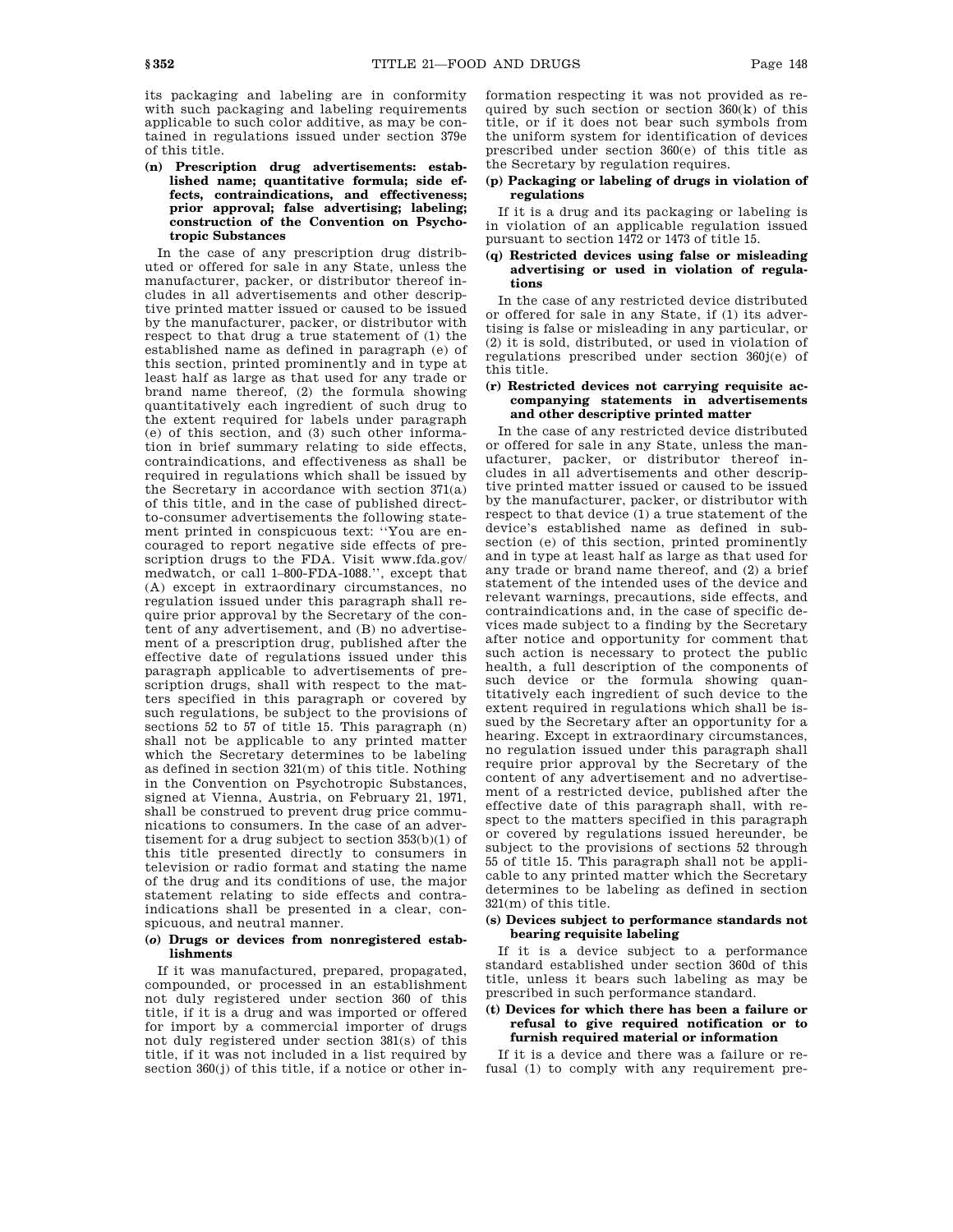its packaging and labeling are in conformity with such packaging and labeling requirements applicable to such color additive, as may be contained in regulations issued under section 379e of this title.

**(n) Prescription drug advertisements: established name; quantitative formula; side effects, contraindications, and effectiveness; prior approval; false advertising; labeling; construction of the Convention on Psychotropic Substances**

In the case of any prescription drug distributed or offered for sale in any State, unless the manufacturer, packer, or distributor thereof includes in all advertisements and other descriptive printed matter issued or caused to be issued by the manufacturer, packer, or distributor with respect to that drug a true statement of (1) the established name as defined in paragraph (e) of this section, printed prominently and in type at least half as large as that used for any trade or brand name thereof, (2) the formula showing quantitatively each ingredient of such drug to the extent required for labels under paragraph (e) of this section, and (3) such other information in brief summary relating to side effects, contraindications, and effectiveness as shall be required in regulations which shall be issued by the Secretary in accordance with section 371(a) of this title, and in the case of published direct-to-consumer advertisements the following statement printed in conspicuous text: ''You are encouraged to report negative side effects of prescription drugs to the FDA. Visit www.fda.gov/medwatch, or call 1–800-FDA-1088.'', except that (A) except in extraordinary circumstances, no regulation issued under this paragraph shall require prior approval by the Secretary of the content of any advertisement, and (B) no advertisement of a prescription drug, published after the effective date of regulations issued under this paragraph applicable to advertisements of prescription drugs, shall with respect to the matters specified in this paragraph or covered by such regulations, be subject to the provisions of sections 52 to 57 of title 15. This paragraph (n) shall not be applicable to any printed matter which the Secretary determines to be labeling as defined in section 321(m) of this title. Nothing in the Convention on Psychotropic Substances, signed at Vienna, Austria, on February 21, 1971, shall be construed to prevent drug price communications to consumers. In the case of an advertisement for a drug subject to section 353(b)(1) of this title presented directly to consumers in television or radio format and stating the name of the drug and its conditions of use, the major statement relating to side effects and contraindications shall be presented in a clear, conspicuous, and neutral manner.

**(*o*) Drugs or devices from nonregistered establishments**

If it was manufactured, prepared, propagated, compounded, or processed in an establishment not duly registered under section 360 of this title, if it is a drug and was imported or offered for import by a commercial importer of drugs not duly registered under section 381(s) of this title, if it was not included in a list required by section 360(j) of this title, if a notice or other information respecting it was not provided as required by such section or section 360(k) of this title, or if it does not bear such symbols from the uniform system for identification of devices prescribed under section 360(e) of this title as the Secretary by regulation requires.

**(p) Packaging or labeling of drugs in violation of regulations**

If it is a drug and its packaging or labeling is in violation of an applicable regulation issued pursuant to section 1472 or 1473 of title 15.

**(q) Restricted devices using false or misleading advertising or used in violation of regulations**

In the case of any restricted device distributed or offered for sale in any State, if (1) its advertising is false or misleading in any particular, or (2) it is sold, distributed, or used in violation of regulations prescribed under section 360j(e) of this title.

**(r) Restricted devices not carrying requisite accompanying statements in advertisements and other descriptive printed matter**

In the case of any restricted device distributed or offered for sale in any State, unless the manufacturer, packer, or distributor thereof includes in all advertisements and other descriptive printed matter issued or caused to be issued by the manufacturer, packer, or distributor with respect to that device (1) a true statement of the device's established name as defined in subsection (e) of this section, printed prominently and in type at least half as large as that used for any trade or brand name thereof, and (2) a brief statement of the intended uses of the device and relevant warnings, precautions, side effects, and contraindications and, in the case of specific devices made subject to a finding by the Secretary after notice and opportunity for comment that such action is necessary to protect the public health, a full description of the components of such device or the formula showing quantitatively each ingredient of such device to the extent required in regulations which shall be issued by the Secretary after an opportunity for a hearing. Except in extraordinary circumstances, no regulation issued under this paragraph shall require prior approval by the Secretary of the content of any advertisement and no advertisement of a restricted device, published after the effective date of this paragraph shall, with respect to the matters specified in this paragraph or covered by regulations issued hereunder, be subject to the provisions of sections 52 through 55 of title 15. This paragraph shall not be applicable to any printed matter which the Secretary determines to be labeling as defined in section 321(m) of this title.

**(s) Devices subject to performance standards not bearing requisite labeling**

If it is a device subject to a performance standard established under section 360d of this title, unless it bears such labeling as may be prescribed in such performance standard.

**(t) Devices for which there has been a failure or refusal to give required notification or to furnish required material or information**

If it is a device and there was a failure or refusal (1) to comply with any requirement pre-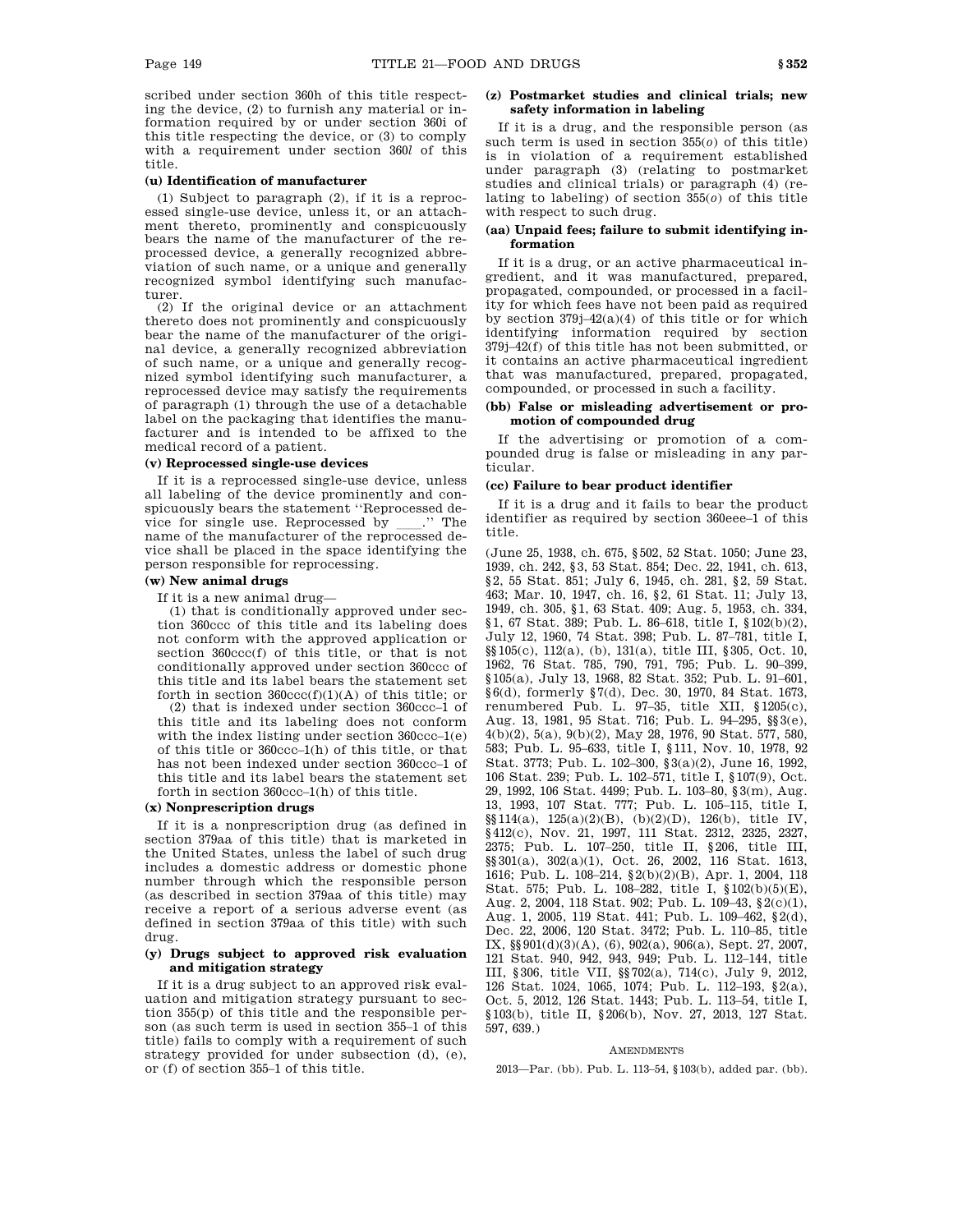scribed under section 360h of this title respecting the device, (2) to furnish any material or information required by or under section 360i of this title respecting the device, or (3) to comply with a requirement under section 360*l* of this title.

### (u) Identification of manufacturer

(1) Subject to paragraph (2), if it is a reprocessed single-use device, unless it, or an attachment thereto, prominently and conspicuously bears the name of the manufacturer of the reprocessed device, a generally recognized abbreviation of such name, or a unique and generally recognized symbol identifying such manufacturer.

(2) If the original device or an attachment thereto does not prominently and conspicuously bear the name of the manufacturer of the original device, a generally recognized abbreviation of such name, or a unique and generally recognized symbol identifying such manufacturer, a reprocessed device may satisfy the requirements of paragraph (1) through the use of a detachable label on the packaging that identifies the manufacturer and is intended to be affixed to the medical record of a patient.

### (v) Reprocessed single-use devices

If it is a reprocessed single-use device, unless all labeling of the device prominently and conspicuously bears the statement ''Reprocessed device for single use. Reprocessed by ____.'' The name of the manufacturer of the reprocessed device shall be placed in the space identifying the person responsible for reprocessing.

### (w) New animal drugs

If it is a new animal drug—

(1) that is conditionally approved under section 360ccc of this title and its labeling does not conform with the approved application or section 360ccc(f) of this title, or that is not conditionally approved under section 360ccc of this title and its label bears the statement set forth in section 360ccc(f)(1)(A) of this title; or

(2) that is indexed under section 360ccc–1 of this title and its labeling does not conform with the index listing under section 360ccc–1(e) of this title or 360ccc–1(h) of this title, or that has not been indexed under section 360ccc–1 of this title and its label bears the statement set forth in section 360ccc–1(h) of this title.

### (x) Nonprescription drugs

If it is a nonprescription drug (as defined in section 379aa of this title) that is marketed in the United States, unless the label of such drug includes a domestic address or domestic phone number through which the responsible person (as described in section 379aa of this title) may receive a report of a serious adverse event (as defined in section 379aa of this title) with such drug.

### (y) Drugs subject to approved risk evaluation and mitigation strategy

If it is a drug subject to an approved risk evaluation and mitigation strategy pursuant to section 355(p) of this title and the responsible person (as such term is used in section 355–1 of this title) fails to comply with a requirement of such strategy provided for under subsection (d), (e), or (f) of section 355–1 of this title.

### (z) Postmarket studies and clinical trials; new safety information in labeling

If it is a drug, and the responsible person (as such term is used in section 355(*o*) of this title) is in violation of a requirement established under paragraph (3) (relating to postmarket studies and clinical trials) or paragraph (4) (relating to labeling) of section 355(*o*) of this title with respect to such drug.

### (aa) Unpaid fees; failure to submit identifying information

If it is a drug, or an active pharmaceutical ingredient, and it was manufactured, prepared, propagated, compounded, or processed in a facility for which fees have not been paid as required by section 379j–42(a)(4) of this title or for which identifying information required by section 379j–42(f) of this title has not been submitted, or it contains an active pharmaceutical ingredient that was manufactured, prepared, propagated, compounded, or processed in such a facility.

### (bb) False or misleading advertisement or promotion of compounded drug

If the advertising or promotion of a compounded drug is false or misleading in any particular.

### (cc) Failure to bear product identifier

If it is a drug and it fails to bear the product identifier as required by section 360eee–1 of this title.

(June 25, 1938, ch. 675, §502, 52 Stat. 1050; June 23, 1939, ch. 242, §3, 53 Stat. 854; Dec. 22, 1941, ch. 613, §2, 55 Stat. 851; July 6, 1945, ch. 281, §2, 59 Stat. 463; Mar. 10, 1947, ch. 16, §2, 61 Stat. 11; July 13, 1949, ch. 305, §1, 63 Stat. 409; Aug. 5, 1953, ch. 334, §1, 67 Stat. 389; Pub. L. 86–618, title I, §102(b)(2), July 12, 1960, 74 Stat. 398; Pub. L. 87–781, title I, §§105(c), 112(a), (b), 131(a), title III, §305, Oct. 10, 1962, 76 Stat. 785, 790, 791, 795; Pub. L. 90–399, §105(a), July 13, 1968, 82 Stat. 352; Pub. L. 91–601, §6(d), formerly §7(d), Dec. 30, 1970, 84 Stat. 1673, renumbered Pub. L. 97–35, title XII, §1205(c), Aug. 13, 1981, 95 Stat. 716; Pub. L. 94–295, §§3(e), 4(b)(2), 5(a), 9(b)(2), May 28, 1976, 90 Stat. 577, 580, 583; Pub. L. 95–633, title I, §111, Nov. 10, 1978, 92 Stat. 3773; Pub. L. 102–300, §3(a)(2), June 16, 1992, 106 Stat. 239; Pub. L. 102–571, title I, §107(9), Oct. 29, 1992, 106 Stat. 4499; Pub. L. 103–80, §3(m), Aug. 13, 1993, 107 Stat. 777; Pub. L. 105–115, title I, §§114(a), 125(a)(2)(B), (b)(2)(D), 126(b), title IV, §412(c), Nov. 21, 1997, 111 Stat. 2312, 2325, 2327, 2375; Pub. L. 107–250, title II, §206, title III, §§301(a), 302(a)(1), Oct. 26, 2002, 116 Stat. 1613, 1616; Pub. L. 108–214, §2(b)(2)(B), Apr. 1, 2004, 118 Stat. 575; Pub. L. 108–282, title I, §102(b)(5)(E), Aug. 2, 2004, 118 Stat. 902; Pub. L. 109–43, §2(c)(1), Aug. 1, 2005, 119 Stat. 441; Pub. L. 109–462, §2(d), Dec. 22, 2006, 120 Stat. 3472; Pub. L. 110–85, title IX, §§901(d)(3)(A), (6), 902(a), 906(a), Sept. 27, 2007, 121 Stat. 940, 942, 943, 949; Pub. L. 112–144, title III, §306, title VII, §§702(a), 714(c), July 9, 2012, 126 Stat. 1024, 1065, 1074; Pub. L. 112–193, §2(a), Oct. 5, 2012, 126 Stat. 1443; Pub. L. 113–54, title I, §103(b), title II, §206(b), Nov. 27, 2013, 127 Stat. 597, 639.)

AMENDMENTS

2013—Par. (bb). Pub. L. 113–54, §103(b), added par. (bb).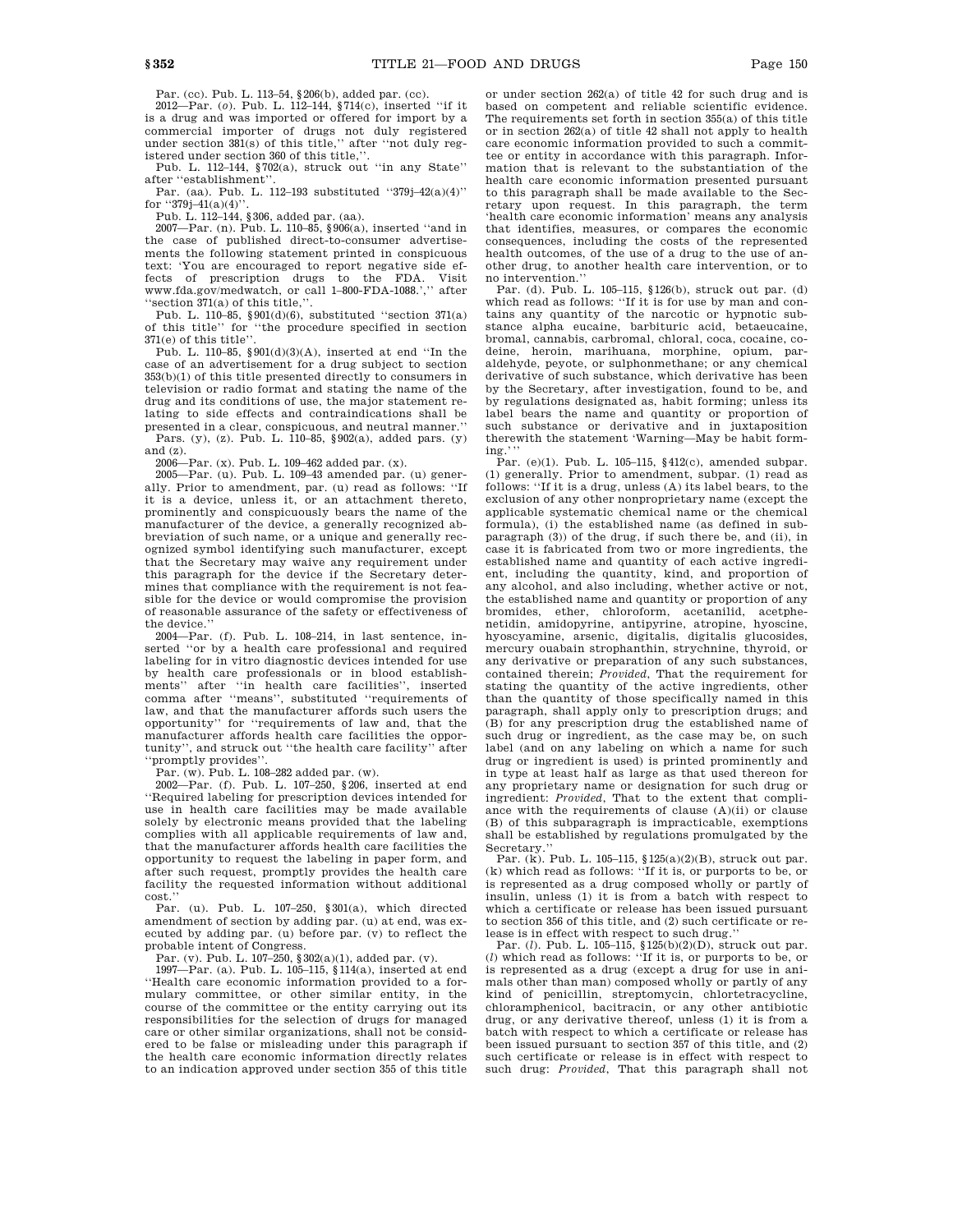Par. (cc). Pub. L. 113–54, §206(b), added par. (cc).

2012—Par. (*o*). Pub. L. 112–144, §714(c), inserted "if it is a drug and was imported or offered for import by a commercial importer of drugs not duly registered under section 381(s) of this title," after "not duly registered under section 360 of this title,".

Pub. L. 112–144, §702(a), struck out "in any State" after "establishment".

Par. (aa). Pub. L. 112–193 substituted "379j–42(a)(4)" for "379j–41(a)(4)".

Pub. L. 112–144, §306, added par. (aa).

2007—Par. (n). Pub. L. 110–85, §906(a), inserted "and in the case of published direct-to-consumer advertisements the following statement printed in conspicuous text: 'You are encouraged to report negative side effects of prescription drugs to the FDA. Visit www.fda.gov/medwatch, or call 1–800-FDA-1088.'," after "section 371(a) of this title,".

Pub. L. 110–85, §901(d)(6), substituted "section 371(a) of this title" for "the procedure specified in section 371(e) of this title".

Pub. L. 110–85, §901(d)(3)(A), inserted at end "In the case of an advertisement for a drug subject to section 353(b)(1) of this title presented directly to consumers in television or radio format and stating the name of the drug and its conditions of use, the major statement relating to side effects and contraindications shall be presented in a clear, conspicuous, and neutral manner."

Pars. (y), (z). Pub. L. 110–85, §902(a), added pars. (y) and (z).

2006—Par. (x). Pub. L. 109–462 added par. (x).

2005—Par. (u). Pub. L. 109–43 amended par. (u) generally. Prior to amendment, par. (u) read as follows: "If it is a device, unless it, or an attachment thereto, prominently and conspicuously bears the name of the manufacturer of the device, a generally recognized abbreviation of such name, or a unique and generally recognized symbol identifying such manufacturer, except that the Secretary may waive any requirement under this paragraph for the device if the Secretary determines that compliance with the requirement is not feasible for the device or would compromise the provision of reasonable assurance of the safety or effectiveness of the device."

2004—Par. (f). Pub. L. 108–214, in last sentence, inserted "or by a health care professional and required labeling for in vitro diagnostic devices intended for use by health care professionals or in blood establishments" after "in health care facilities", inserted comma after "means", substituted "requirements of law, and that the manufacturer affords such users the opportunity" for "requirements of law and, that the manufacturer affords health care facilities the opportunity", and struck out "the health care facility" after "promptly provides".

Par. (w). Pub. L. 108–282 added par. (w).

2002—Par. (f). Pub. L. 107–250, §206, inserted at end "Required labeling for prescription devices intended for use in health care facilities may be made available solely by electronic means provided that the labeling complies with all applicable requirements of law and, that the manufacturer affords health care facilities the opportunity to request the labeling in paper form, and after such request, promptly provides the health care facility the requested information without additional cost."

Par. (u). Pub. L. 107–250, §301(a), which directed amendment of section by adding par. (u) at end, was executed by adding par. (u) before par. (v) to reflect the probable intent of Congress.

Par. (v). Pub. L. 107–250, §302(a)(1), added par. (v).

1997—Par. (a). Pub. L. 105–115, §114(a), inserted at end "Health care economic information provided to a formulary committee, or other similar entity, in the course of the committee or the entity carrying out its responsibilities for the selection of drugs for managed care or other similar organizations, shall not be considered to be false or misleading under this paragraph if the health care economic information directly relates to an indication approved under section 355 of this title or under section 262(a) of title 42 for such drug and is based on competent and reliable scientific evidence. The requirements set forth in section 355(a) of this title or in section 262(a) of title 42 shall not apply to health care economic information provided to such a committee or entity in accordance with this paragraph. Information that is relevant to the substantiation of the health care economic information presented pursuant to this paragraph shall be made available to the Secretary upon request. In this paragraph, the term 'health care economic information' means any analysis that identifies, measures, or compares the economic consequences, including the costs of the represented health outcomes, of the use of a drug to the use of another drug, to another health care intervention, or to no intervention."

Par. (d). Pub. L. 105–115, §126(b), struck out par. (d) which read as follows: "If it is for use by man and contains any quantity of the narcotic or hypnotic substance alpha eucaine, barbituric acid, betaeucaine, bromal, cannabis, carbromal, chloral, coca, cocaine, codeine, heroin, marihuana, morphine, opium, paraldehyde, peyote, or sulphonmethane; or any chemical derivative of such substance, which derivative has been by the Secretary, after investigation, found to be, and by regulations designated as, habit forming; unless its label bears the name and quantity or proportion of such substance or derivative and in juxtaposition therewith the statement 'Warning—May be habit forming.'"

Par. (e)(1). Pub. L. 105–115, §412(c), amended subpar. (1) generally. Prior to amendment, subpar. (1) read as follows: "If it is a drug, unless (A) its label bears, to the exclusion of any other nonproprietary name (except the applicable systematic chemical name or the chemical formula), (i) the established name (as defined in subparagraph (3)) of the drug, if such there be, and (ii), in case it is fabricated from two or more ingredients, the established name and quantity of each active ingredient, including the quantity, kind, and proportion of any alcohol, and also including, whether active or not, the established name and quantity or proportion of any bromides, ether, chloroform, acetanilid, acetphenetidin, amidopyrine, antipyrine, atropine, hyoscine, hyoscyamine, arsenic, digitalis, digitalis glucosides, mercury ouabain strophanthin, strychnine, thyroid, or any derivative or preparation of any such substances, contained therein; *Provided*, That the requirement for stating the quantity of the active ingredients, other than the quantity of those specifically named in this paragraph, shall apply only to prescription drugs; and (B) for any prescription drug the established name of such drug or ingredient, as the case may be, on such label (and on any labeling on which a name for such drug or ingredient is used) is printed prominently and in type at least half as large as that used thereon for any proprietary name or designation for such drug or ingredient: *Provided*, That to the extent that compliance with the requirements of clause (A)(ii) or clause (B) of this subparagraph is impracticable, exemptions shall be established by regulations promulgated by the Secretary."

Par. (k). Pub. L. 105–115, §125(a)(2)(B), struck out par. (k) which read as follows: "If it is, or purports to be, or is represented as a drug composed wholly or partly of insulin, unless (1) it is from a batch with respect to which a certificate or release has been issued pursuant to section 356 of this title, and (2) such certificate or release is in effect with respect to such drug."

Par. (*l*). Pub. L. 105–115, §125(b)(2)(D), struck out par. (*l*) which read as follows: "If it is, or purports to be, or is represented as a drug (except a drug for use in animals other than man) composed wholly or partly of any kind of penicillin, streptomycin, chlortetracycline, chloramphenicol, bacitracin, or any other antibiotic drug, or any derivative thereof, unless (1) it is from a batch with respect to which a certificate or release has been issued pursuant to section 357 of this title, and (2) such certificate or release is in effect with respect to such drug: *Provided*, That this paragraph shall not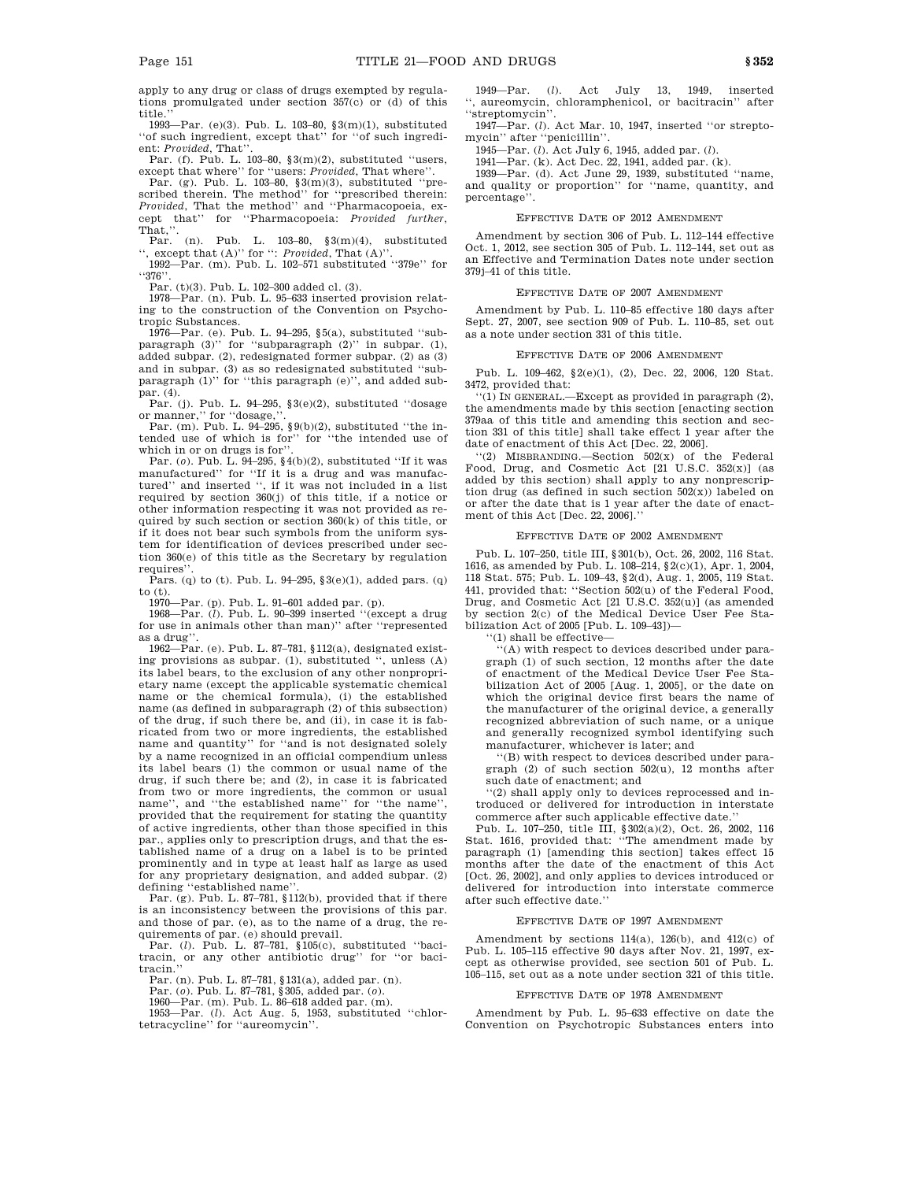apply to any drug or class of drugs exempted by regulations promulgated under section 357(c) or (d) of this title.''

1993—Par. (e)(3). Pub. L. 103–80, §3(m)(1), substituted ''of such ingredient, except that'' for ''of such ingredient: *Provided*, That''.

Par. (f). Pub. L. 103–80, §3(m)(2), substituted ''users, except that where'' for ''users: *Provided*, That where''.

Par. (g). Pub. L. 103–80, §3(m)(3), substituted ''prescribed therein. The method'' for ''prescribed therein: *Provided*, That the method'' and ''Pharmacopoeia, except that'' for ''Pharmacopoeia: *Provided further*, That,''.

Par. (n). Pub. L. 103–80, §3(m)(4), substituted '', except that (A)'' for '': *Provided*, That (A)''.

1992—Par. (m). Pub. L. 102–571 substituted ''379e'' for ''376''.

Par. (t)(3). Pub. L. 102–300 added cl. (3).

1978—Par. (n). Pub. L. 95–633 inserted provision relating to the construction of the Convention on Psychotropic Substances.

1976—Par. (e). Pub. L. 94–295, §5(a), substituted ''subparagraph (3)'' for ''subparagraph (2)'' in subpar. (1), added subpar. (2), redesignated former subpar. (2) as (3) and in subpar. (3) as so redesignated substituted ''subparagraph (1)'' for ''this paragraph (e)'', and added subpar. (4).

Par. (j). Pub. L. 94–295, §3(e)(2), substituted ''dosage or manner,'' for ''dosage,''.

Par. (m). Pub. L. 94–295, §9(b)(2), substituted ''the intended use of which is for'' for ''the intended use of which in or on drugs is for''.

Par. (*o*). Pub. L. 94–295, §4(b)(2), substituted ''If it was manufactured'' for ''If it is a drug and was manufactured'' and inserted '', if it was not included in a list required by section 360(j) of this title, if a notice or other information respecting it was not provided as required by such section or section 360(k) of this title, or if it does not bear such symbols from the uniform system for identification of devices prescribed under section 360(e) of this title as the Secretary by regulation requires''.

Pars. (q) to (t). Pub. L. 94–295, §3(e)(1), added pars. (q) to (t).

1970—Par. (p). Pub. L. 91–601 added par. (p).

1968—Par. (*l*). Pub. L. 90–399 inserted ''(except a drug for use in animals other than man)'' after ''represented as a drug''.

1962—Par. (e). Pub. L. 87–781, §112(a), designated existing provisions as subpar. (1), substituted '', unless (A) its label bears, to the exclusion of any other nonproprietary name (except the applicable systematic chemical name or the chemical formula), (i) the established name (as defined in subparagraph (2) of this subsection) of the drug, if such there be, and (ii), in case it is fabricated from two or more ingredients, the established name and quantity'' for ''and is not designated solely by a name recognized in an official compendium unless its label bears (1) the common or usual name of the drug, if such there be; and (2), in case it is fabricated from two or more ingredients, the common or usual name'', and ''the established name'' for ''the name'', provided that the requirement for stating the quantity of active ingredients, other than those specified in this par., applies only to prescription drugs, and that the established name of a drug on a label is to be printed prominently and in type at least half as large as used for any proprietary designation, and added subpar. (2) defining ''established name''.

Par. (g). Pub. L. 87–781, §112(b), provided that if there is an inconsistency between the provisions of this par. and those of par. (e), as to the name of a drug, the requirements of par. (e) should prevail.

Par. (*l*). Pub. L. 87–781, §105(c), substituted ''bacitracin, or any other antibiotic drug'' for ''or bacitracin.''

Par. (n). Pub. L. 87–781, §131(a), added par. (n).

Par. (*o*). Pub. L. 87–781, §305, added par. (*o*).

1960—Par. (m). Pub. L. 86–618 added par. (m).

1953—Par. (*l*). Act Aug. 5, 1953, substituted ''chlortetracycline'' for ''aureomycin''.

1949—Par. (*l*). Act July 13, 1949, inserted '', aureomycin, chloramphenicol, or bacitracin'' after ''streptomycin''.

1947—Par. (*l*). Act Mar. 10, 1947, inserted ''or streptomycin'' after ''penicillin''.

1945—Par. (*l*). Act July 6, 1945, added par. (*l*).

1941—Par. (k). Act Dec. 22, 1941, added par. (k).

1939—Par. (d). Act June 29, 1939, substituted ''name, and quality or proportion'' for ''name, quantity, and percentage''.

### Effective Date of 2012 Amendment

Amendment by section 306 of Pub. L. 112–144 effective Oct. 1, 2012, see section 305 of Pub. L. 112–144, set out as an Effective and Termination Dates note under section 379j–41 of this title.

### Effective Date of 2007 Amendment

Amendment by Pub. L. 110–85 effective 180 days after Sept. 27, 2007, see section 909 of Pub. L. 110–85, set out as a note under section 331 of this title.

### Effective Date of 2006 Amendment

Pub. L. 109–462, §2(e)(1), (2), Dec. 22, 2006, 120 Stat. 3472, provided that:

''(1) In general.—Except as provided in paragraph (2), the amendments made by this section [enacting section 379aa of this title and amending this section and section 331 of this title] shall take effect 1 year after the date of enactment of this Act [Dec. 22, 2006].

''(2) Misbranding.—Section 502(x) of the Federal Food, Drug, and Cosmetic Act [21 U.S.C. 352(x)] (as added by this section) shall apply to any nonprescription drug (as defined in such section 502(x)) labeled on or after the date that is 1 year after the date of enactment of this Act [Dec. 22, 2006].''

### Effective Date of 2002 Amendment

Pub. L. 107–250, title III, §301(b), Oct. 26, 2002, 116 Stat. 1616, as amended by Pub. L. 108–214, §2(c)(1), Apr. 1, 2004, 118 Stat. 575; Pub. L. 109–43, §2(d), Aug. 1, 2005, 119 Stat. 441, provided that: ''Section 502(u) of the Federal Food, Drug, and Cosmetic Act [21 U.S.C. 352(u)] (as amended by section 2(c) of the Medical Device User Fee Stabilization Act of 2005 [Pub. L. 109–43])—

''(1) shall be effective—

''(A) with respect to devices described under paragraph (1) of such section, 12 months after the date of enactment of the Medical Device User Fee Stabilization Act of 2005 [Aug. 1, 2005], or the date on which the original device first bears the name of the manufacturer of the original device, a generally recognized abbreviation of such name, or a unique and generally recognized symbol identifying such manufacturer, whichever is later; and

''(B) with respect to devices described under paragraph (2) of such section 502(u), 12 months after such date of enactment; and

''(2) shall apply only to devices reprocessed and introduced or delivered for introduction in interstate commerce after such applicable effective date.''

Pub. L. 107–250, title III, §302(a)(2), Oct. 26, 2002, 116 Stat. 1616, provided that: ''The amendment made by paragraph (1) [amending this section] takes effect 15 months after the date of the enactment of this Act [Oct. 26, 2002], and only applies to devices introduced or delivered for introduction into interstate commerce after such effective date.''

### Effective Date of 1997 Amendment

Amendment by sections 114(a), 126(b), and 412(c) of Pub. L. 105–115 effective 90 days after Nov. 21, 1997, except as otherwise provided, see section 501 of Pub. L. 105–115, set out as a note under section 321 of this title.

### Effective Date of 1978 Amendment

Amendment by Pub. L. 95–633 effective on date the Convention on Psychotropic Substances enters into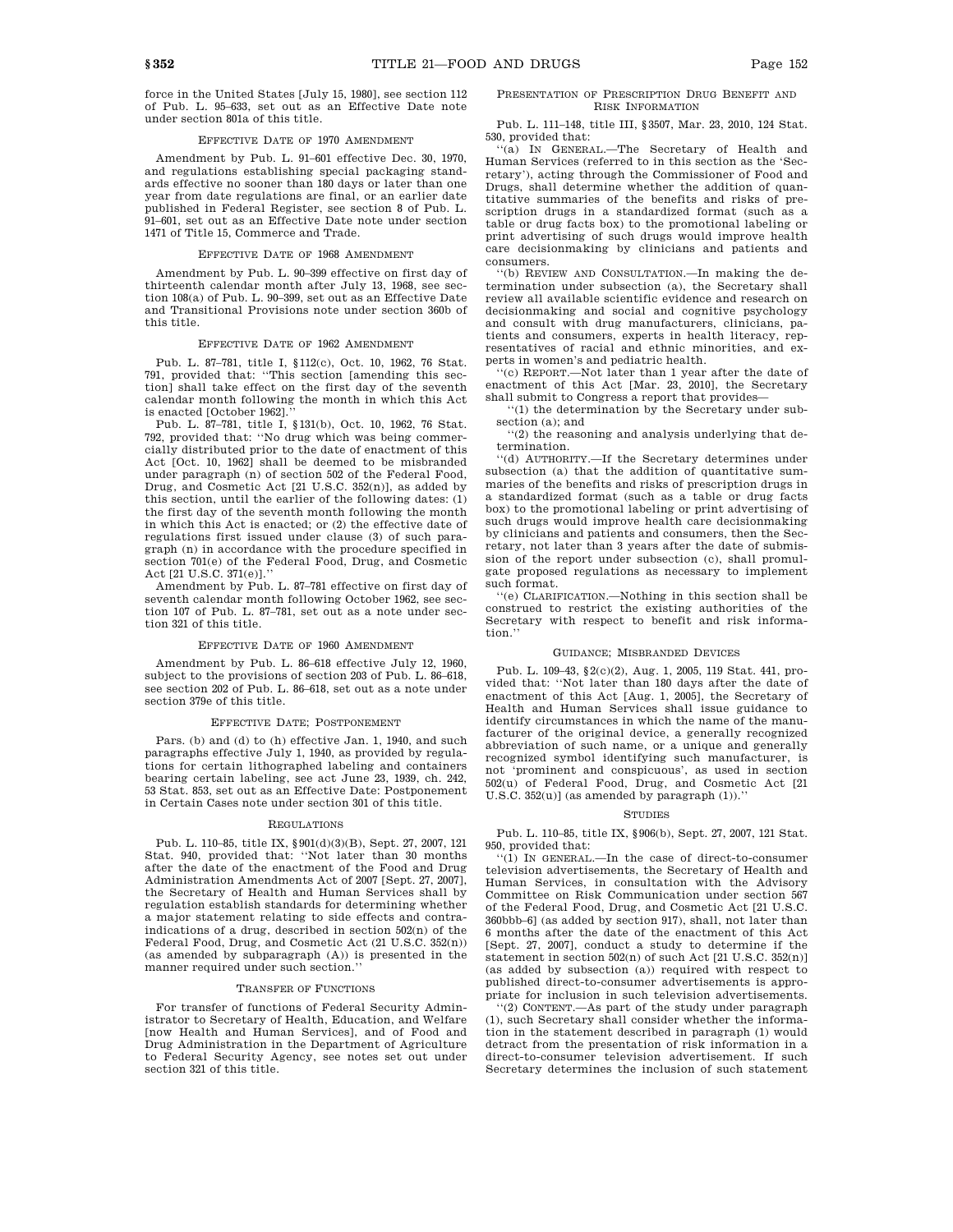force in the United States [July 15, 1980], see section 112 of Pub. L. 95–633, set out as an Effective Date note under section 801a of this title.

EFFECTIVE DATE OF 1970 AMENDMENT

Amendment by Pub. L. 91–601 effective Dec. 30, 1970, and regulations establishing special packaging standards effective no sooner than 180 days or later than one year from date regulations are final, or an earlier date published in Federal Register, see section 8 of Pub. L. 91–601, set out as an Effective Date note under section 1471 of Title 15, Commerce and Trade.

EFFECTIVE DATE OF 1968 AMENDMENT

Amendment by Pub. L. 90–399 effective on first day of thirteenth calendar month after July 13, 1968, see section 108(a) of Pub. L. 90–399, set out as an Effective Date and Transitional Provisions note under section 360b of this title.

EFFECTIVE DATE OF 1962 AMENDMENT

Pub. L. 87–781, title I, §112(c), Oct. 10, 1962, 76 Stat. 791, provided that: ''This section [amending this section] shall take effect on the first day of the seventh calendar month following the month in which this Act is enacted [October 1962].''

Pub. L. 87–781, title I, §131(b), Oct. 10, 1962, 76 Stat. 792, provided that: ''No drug which was being commercially distributed prior to the date of enactment of this Act [Oct. 10, 1962] shall be deemed to be misbranded under paragraph (n) of section 502 of the Federal Food, Drug, and Cosmetic Act [21 U.S.C. 352(n)], as added by this section, until the earlier of the following dates: (1) the first day of the seventh month following the month in which this Act is enacted; or (2) the effective date of regulations first issued under clause (3) of such paragraph (n) in accordance with the procedure specified in section 701(e) of the Federal Food, Drug, and Cosmetic Act [21 U.S.C. 371(e)].''

Amendment by Pub. L. 87–781 effective on first day of seventh calendar month following October 1962, see section 107 of Pub. L. 87–781, set out as a note under section 321 of this title.

EFFECTIVE DATE OF 1960 AMENDMENT

Amendment by Pub. L. 86–618 effective July 12, 1960, subject to the provisions of section 203 of Pub. L. 86–618, see section 202 of Pub. L. 86–618, set out as a note under section 379e of this title.

EFFECTIVE DATE; POSTPONEMENT

Pars. (b) and (d) to (h) effective Jan. 1, 1940, and such paragraphs effective July 1, 1940, as provided by regulations for certain lithographed labeling and containers bearing certain labeling, see act June 23, 1939, ch. 242, 53 Stat. 853, set out as an Effective Date: Postponement in Certain Cases note under section 301 of this title.

REGULATIONS

Pub. L. 110–85, title IX, §901(d)(3)(B), Sept. 27, 2007, 121 Stat. 940, provided that: ''Not later than 30 months after the date of the enactment of the Food and Drug Administration Amendments Act of 2007 [Sept. 27, 2007], the Secretary of Health and Human Services shall by regulation establish standards for determining whether a major statement relating to side effects and contraindications of a drug, described in section 502(n) of the Federal Food, Drug, and Cosmetic Act (21 U.S.C. 352(n)) (as amended by subparagraph (A)) is presented in the manner required under such section.''

TRANSFER OF FUNCTIONS

For transfer of functions of Federal Security Administrator to Secretary of Health, Education, and Welfare [now Health and Human Services], and of Food and Drug Administration in the Department of Agriculture to Federal Security Agency, see notes set out under section 321 of this title.

PRESENTATION OF PRESCRIPTION DRUG BENEFIT AND RISK INFORMATION

Pub. L. 111–148, title III, §3507, Mar. 23, 2010, 124 Stat. 530, provided that:

''(a) IN GENERAL.—The Secretary of Health and Human Services (referred to in this section as the 'Secretary'), acting through the Commissioner of Food and Drugs, shall determine whether the addition of quantitative summaries of the benefits and risks of prescription drugs in a standardized format (such as a table or drug facts box) to the promotional labeling or print advertising of such drugs would improve health care decisionmaking by clinicians and patients and consumers.

''(b) REVIEW AND CONSULTATION.—In making the determination under subsection (a), the Secretary shall review all available scientific evidence and research on decisionmaking and social and cognitive psychology and consult with drug manufacturers, clinicians, patients and consumers, experts in health literacy, representatives of racial and ethnic minorities, and experts in women's and pediatric health.

''(c) REPORT.—Not later than 1 year after the date of enactment of this Act [Mar. 23, 2010], the Secretary shall submit to Congress a report that provides—

''(1) the determination by the Secretary under subsection (a); and

''(2) the reasoning and analysis underlying that determination.

''(d) AUTHORITY.—If the Secretary determines under subsection (a) that the addition of quantitative summaries of the benefits and risks of prescription drugs in a standardized format (such as a table or drug facts box) to the promotional labeling or print advertising of such drugs would improve health care decisionmaking by clinicians and patients and consumers, then the Secretary, not later than 3 years after the date of submission of the report under subsection (c), shall promulgate proposed regulations as necessary to implement such format.

''(e) CLARIFICATION.—Nothing in this section shall be construed to restrict the existing authorities of the Secretary with respect to benefit and risk information.''

GUIDANCE; MISBRANDED DEVICES

Pub. L. 109–43, §2(c)(2), Aug. 1, 2005, 119 Stat. 441, provided that: ''Not later than 180 days after the date of enactment of this Act [Aug. 1, 2005], the Secretary of Health and Human Services shall issue guidance to identify circumstances in which the name of the manufacturer of the original device, a generally recognized abbreviation of such name, or a unique and generally recognized symbol identifying such manufacturer, is not 'prominent and conspicuous', as used in section 502(u) of Federal Food, Drug, and Cosmetic Act [21 U.S.C. 352(u)] (as amended by paragraph (1)).''

STUDIES

Pub. L. 110–85, title IX, §906(b), Sept. 27, 2007, 121 Stat. 950, provided that:

''(1) IN GENERAL.—In the case of direct-to-consumer television advertisements, the Secretary of Health and Human Services, in consultation with the Advisory Committee on Risk Communication under section 567 of the Federal Food, Drug, and Cosmetic Act [21 U.S.C. 360bbb–6] (as added by section 917), shall, not later than 6 months after the date of the enactment of this Act [Sept. 27, 2007], conduct a study to determine if the statement in section 502(n) of such Act [21 U.S.C. 352(n)] (as added by subsection (a)) required with respect to published direct-to-consumer advertisements is appropriate for inclusion in such television advertisements.

''(2) CONTENT.—As part of the study under paragraph (1), such Secretary shall consider whether the information in the statement described in paragraph (1) would detract from the presentation of risk information in a direct-to-consumer television advertisement. If such Secretary determines the inclusion of such statement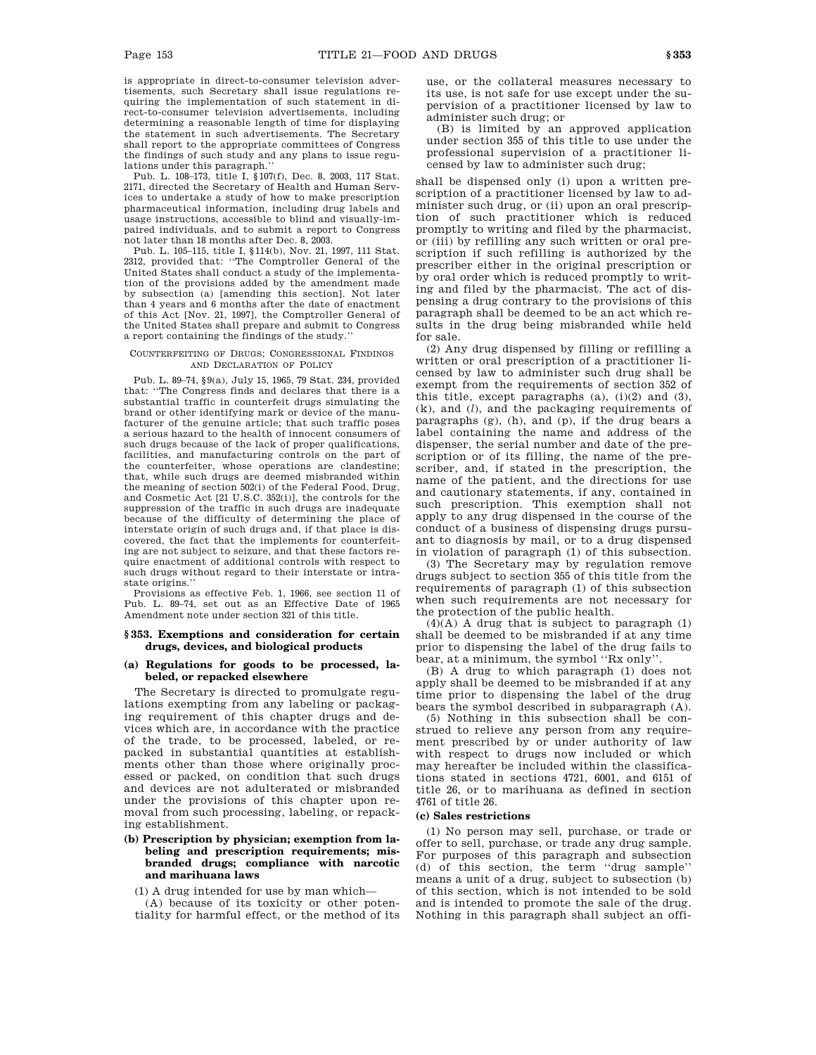is appropriate in direct-to-consumer television advertisements, such Secretary shall issue regulations requiring the implementation of such statement in direct-to-consumer television advertisements, including determining a reasonable length of time for displaying the statement in such advertisements. The Secretary shall report to the appropriate committees of Congress the findings of such study and any plans to issue regulations under this paragraph.''

Pub. L. 108–173, title I, §107(f), Dec. 8, 2003, 117 Stat. 2171, directed the Secretary of Health and Human Services to undertake a study of how to make prescription pharmaceutical information, including drug labels and usage instructions, accessible to blind and visually-impaired individuals, and to submit a report to Congress not later than 18 months after Dec. 8, 2003.

Pub. L. 105–115, title I, §114(b), Nov. 21, 1997, 111 Stat. 2312, provided that: ''The Comptroller General of the United States shall conduct a study of the implementation of the provisions added by the amendment made by subsection (a) [amending this section]. Not later than 4 years and 6 months after the date of enactment of this Act [Nov. 21, 1997], the Comptroller General of the United States shall prepare and submit to Congress a report containing the findings of the study.''

COUNTERFEITING OF DRUGS; CONGRESSIONAL FINDINGS AND DECLARATION OF POLICY

Pub. L. 89–74, §9(a), July 15, 1965, 79 Stat. 234, provided that: ''The Congress finds and declares that there is a substantial traffic in counterfeit drugs simulating the brand or other identifying mark or device of the manufacturer of the genuine article; that such traffic poses a serious hazard to the health of innocent consumers of such drugs because of the lack of proper qualifications, facilities, and manufacturing controls on the part of the counterfeiter, whose operations are clandestine; that, while such drugs are deemed misbranded within the meaning of section 502(i) of the Federal Food, Drug, and Cosmetic Act [21 U.S.C. 352(i)], the controls for the suppression of the traffic in such drugs are inadequate because of the difficulty of determining the place of interstate origin of such drugs and, if that place is discovered, the fact that the implements for counterfeiting are not subject to seizure, and that these factors require enactment of additional controls with respect to such drugs without regard to their interstate or intrastate origins.''

Provisions as effective Feb. 1, 1966, see section 11 of Pub. L. 89–74, set out as an Effective Date of 1965 Amendment note under section 321 of this title.

## §353. Exemptions and consideration for certain drugs, devices, and biological products

### (a) Regulations for goods to be processed, labeled, or repacked elsewhere

The Secretary is directed to promulgate regulations exempting from any labeling or packaging requirement of this chapter drugs and devices which are, in accordance with the practice of the trade, to be processed, labeled, or repacked in substantial quantities at establishments other than those where originally processed or packed, on condition that such drugs and devices are not adulterated or misbranded under the provisions of this chapter upon removal from such processing, labeling, or repacking establishment.

### (b) Prescription by physician; exemption from labeling and prescription requirements; misbranded drugs; compliance with narcotic and marihuana laws

(1) A drug intended for use by man which—

(A) because of its toxicity or other potentiality for harmful effect, or the method of its use, or the collateral measures necessary to its use, is not safe for use except under the supervision of a practitioner licensed by law to administer such drug; or

(B) is limited by an approved application under section 355 of this title to use under the professional supervision of a practitioner licensed by law to administer such drug;

shall be dispensed only (i) upon a written prescription of a practitioner licensed by law to administer such drug, or (ii) upon an oral prescription of such practitioner which is reduced promptly to writing and filed by the pharmacist, or (iii) by refilling any such written or oral prescription if such refilling is authorized by the prescriber either in the original prescription or by oral order which is reduced promptly to writing and filed by the pharmacist. The act of dispensing a drug contrary to the provisions of this paragraph shall be deemed to be an act which results in the drug being misbranded while held for sale.

(2) Any drug dispensed by filling or refilling a written or oral prescription of a practitioner licensed by law to administer such drug shall be exempt from the requirements of section 352 of this title, except paragraphs (a), (i)(2) and (3), (k), and (*l*), and the packaging requirements of paragraphs (g), (h), and (p), if the drug bears a label containing the name and address of the dispenser, the serial number and date of the prescription or of its filling, the name of the prescriber, and, if stated in the prescription, the name of the patient, and the directions for use and cautionary statements, if any, contained in such prescription. This exemption shall not apply to any drug dispensed in the course of the conduct of a business of dispensing drugs pursuant to diagnosis by mail, or to a drug dispensed in violation of paragraph (1) of this subsection.

(3) The Secretary may by regulation remove drugs subject to section 355 of this title from the requirements of paragraph (1) of this subsection when such requirements are not necessary for the protection of the public health.

(4)(A) A drug that is subject to paragraph (1) shall be deemed to be misbranded if at any time prior to dispensing the label of the drug fails to bear, at a minimum, the symbol ''Rx only''.

(B) A drug to which paragraph (1) does not apply shall be deemed to be misbranded if at any time prior to dispensing the label of the drug bears the symbol described in subparagraph (A).

(5) Nothing in this subsection shall be construed to relieve any person from any requirement prescribed by or under authority of law with respect to drugs now included or which may hereafter be included within the classifications stated in sections 4721, 6001, and 6151 of title 26, or to marihuana as defined in section 4761 of title 26.

### (c) Sales restrictions

(1) No person may sell, purchase, or trade or offer to sell, purchase, or trade any drug sample. For purposes of this paragraph and subsection (d) of this section, the term ''drug sample'' means a unit of a drug, subject to subsection (b) of this section, which is not intended to be sold and is intended to promote the sale of the drug. Nothing in this paragraph shall subject an offi-